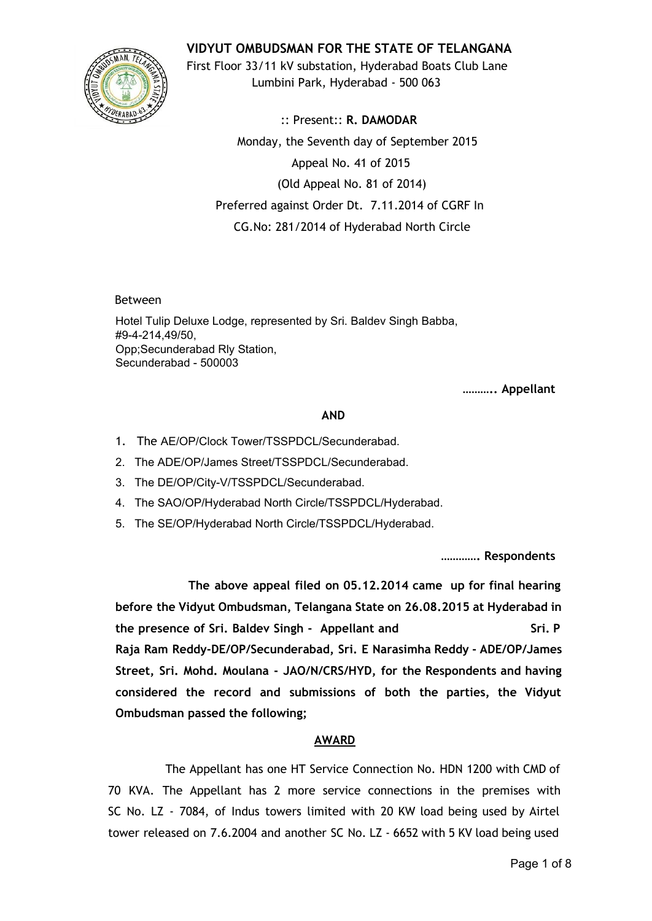# VIDYUT OMBUDSMAN FOR THE STATE OF TELANGANA

First Floor 33/11 kV substation, Hyderabad Boats Club Lane
Lumbini Park, Hyderabad - 500 063

:: Present:: **R. DAMODAR**

Monday, the Seventh day of September 2015

Appeal No. 41 of 2015

(Old Appeal No. 81 of 2014)

Preferred against Order Dt. 7.11.2014 of CGRF In

CG.No: 281/2014 of Hyderabad North Circle

Between

Hotel Tulip Deluxe Lodge, represented by Sri. Baldev Singh Babba,
#9-4-214,49/50,
Opp;Secunderabad Rly Station,
Secunderabad - 500003

**……….. Appellant**

**AND**

1. The AE/OP/Clock Tower/TSSPDCL/Secunderabad.
2. The ADE/OP/James Street/TSSPDCL/Secunderabad.
3. The DE/OP/City-V/TSSPDCL/Secunderabad.
4. The SAO/OP/Hyderabad North Circle/TSSPDCL/Hyderabad.
5. The SE/OP/Hyderabad North Circle/TSSPDCL/Hyderabad.

**…………. Respondents**

**The above appeal filed on 05.12.2014 came up for final hearing before the Vidyut Ombudsman, Telangana State on 26.08.2015 at Hyderabad in the presence of Sri. Baldev Singh - Appellant and Sri. P Raja Ram Reddy-DE/OP/Secunderabad, Sri. E Narasimha Reddy - ADE/OP/James Street, Sri. Mohd. Moulana - JAO/N/CRS/HYD, for the Respondents and having considered the record and submissions of both the parties, the Vidyut Ombudsman passed the following;**

**AWARD**

The Appellant has one HT Service Connection No. HDN 1200 with CMD of 70 KVA. The Appellant has 2 more service connections in the premises with SC No. LZ - 7084, of Indus towers limited with 20 KW load being used by Airtel tower released on 7.6.2004 and another SC No. LZ - 6652 with 5 KV load being used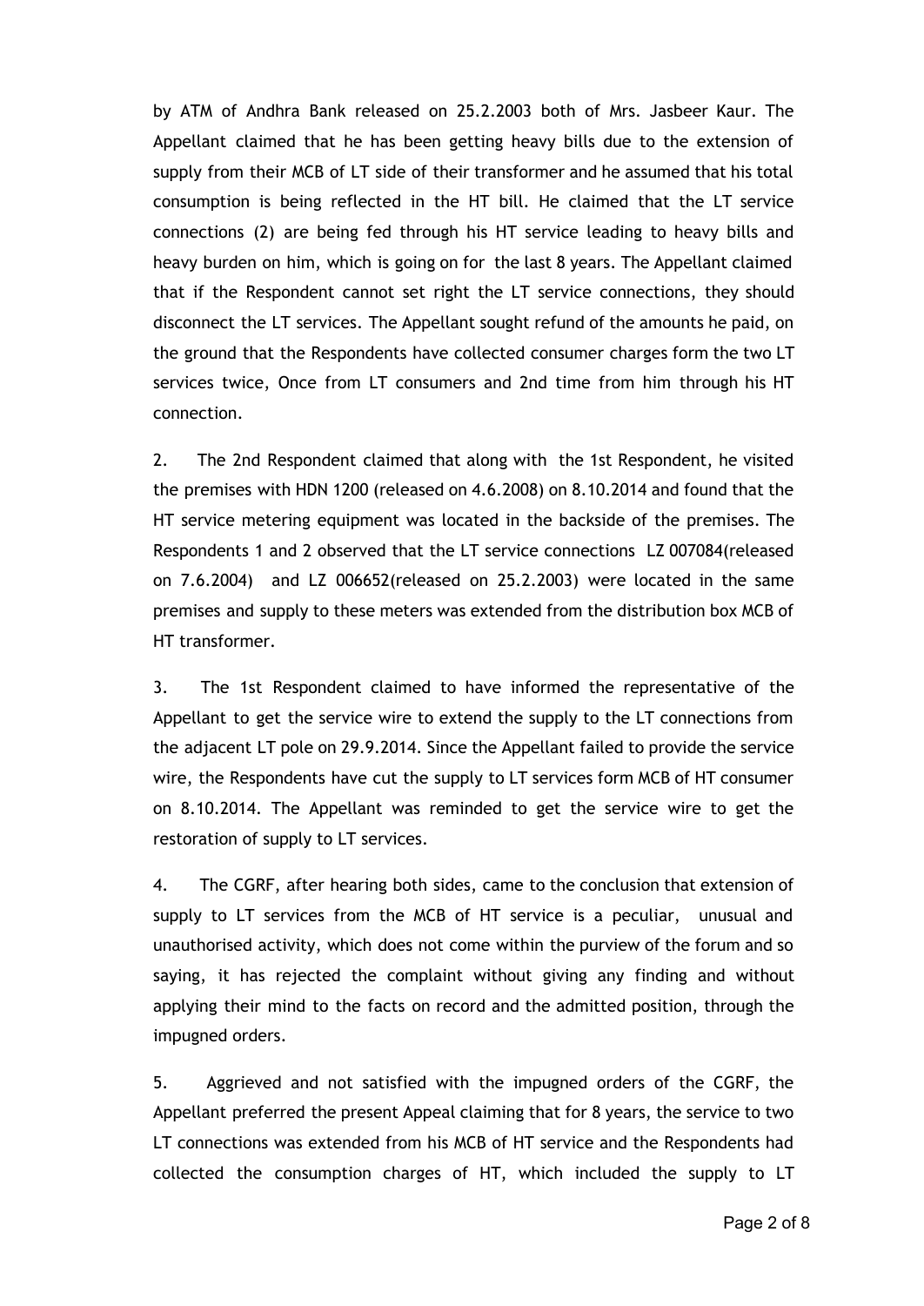by ATM of Andhra Bank released on 25.2.2003 both of Mrs. Jasbeer Kaur. The Appellant claimed that he has been getting heavy bills due to the extension of supply from their MCB of LT side of their transformer and he assumed that his total consumption is being reflected in the HT bill. He claimed that the LT service connections (2) are being fed through his HT service leading to heavy bills and heavy burden on him, which is going on for the last 8 years. The Appellant claimed that if the Respondent cannot set right the LT service connections, they should disconnect the LT services. The Appellant sought refund of the amounts he paid, on the ground that the Respondents have collected consumer charges form the two LT services twice, Once from LT consumers and 2nd time from him through his HT connection.

2. The 2nd Respondent claimed that along with the 1st Respondent, he visited the premises with HDN 1200 (released on 4.6.2008) on 8.10.2014 and found that the HT service metering equipment was located in the backside of the premises. The Respondents 1 and 2 observed that the LT service connections LZ 007084(released on 7.6.2004) and LZ 006652(released on 25.2.2003) were located in the same premises and supply to these meters was extended from the distribution box MCB of HT transformer.

3. The 1st Respondent claimed to have informed the representative of the Appellant to get the service wire to extend the supply to the LT connections from the adjacent LT pole on 29.9.2014. Since the Appellant failed to provide the service wire, the Respondents have cut the supply to LT services form MCB of HT consumer on 8.10.2014. The Appellant was reminded to get the service wire to get the restoration of supply to LT services.

4. The CGRF, after hearing both sides, came to the conclusion that extension of supply to LT services from the MCB of HT service is a peculiar, unusual and unauthorised activity, which does not come within the purview of the forum and so saying, it has rejected the complaint without giving any finding and without applying their mind to the facts on record and the admitted position, through the impugned orders.

5. Aggrieved and not satisfied with the impugned orders of the CGRF, the Appellant preferred the present Appeal claiming that for 8 years, the service to two LT connections was extended from his MCB of HT service and the Respondents had collected the consumption charges of HT, which included the supply to LT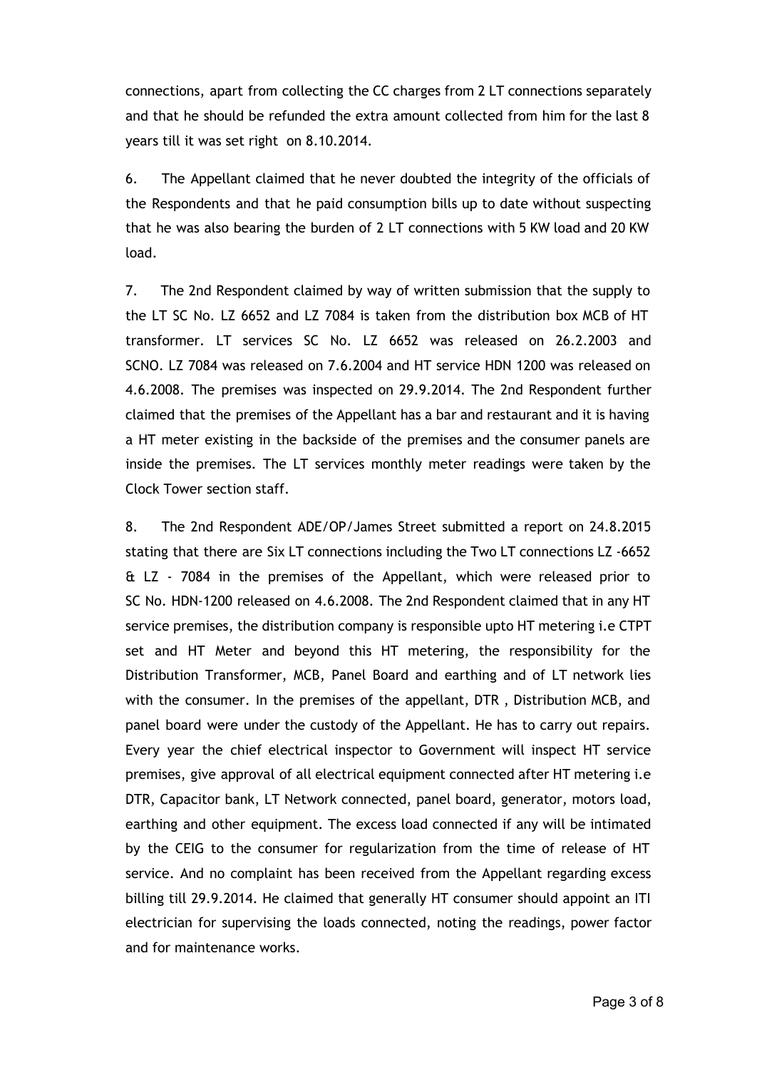connections, apart from collecting the CC charges from 2 LT connections separately and that he should be refunded the extra amount collected from him for the last 8 years till it was set right on 8.10.2014.

6. The Appellant claimed that he never doubted the integrity of the officials of the Respondents and that he paid consumption bills up to date without suspecting that he was also bearing the burden of 2 LT connections with 5 KW load and 20 KW load.

7. The 2nd Respondent claimed by way of written submission that the supply to the LT SC No. LZ 6652 and LZ 7084 is taken from the distribution box MCB of HT transformer. LT services SC No. LZ 6652 was released on 26.2.2003 and SCNO. LZ 7084 was released on 7.6.2004 and HT service HDN 1200 was released on 4.6.2008. The premises was inspected on 29.9.2014. The 2nd Respondent further claimed that the premises of the Appellant has a bar and restaurant and it is having a HT meter existing in the backside of the premises and the consumer panels are inside the premises. The LT services monthly meter readings were taken by the Clock Tower section staff.

8. The 2nd Respondent ADE/OP/James Street submitted a report on 24.8.2015 stating that there are Six LT connections including the Two LT connections LZ -6652 & LZ - 7084 in the premises of the Appellant, which were released prior to SC No. HDN-1200 released on 4.6.2008. The 2nd Respondent claimed that in any HT service premises, the distribution company is responsible upto HT metering i.e CTPT set and HT Meter and beyond this HT metering, the responsibility for the Distribution Transformer, MCB, Panel Board and earthing and of LT network lies with the consumer. In the premises of the appellant, DTR , Distribution MCB, and panel board were under the custody of the Appellant. He has to carry out repairs. Every year the chief electrical inspector to Government will inspect HT service premises, give approval of all electrical equipment connected after HT metering i.e DTR, Capacitor bank, LT Network connected, panel board, generator, motors load, earthing and other equipment. The excess load connected if any will be intimated by the CEIG to the consumer for regularization from the time of release of HT service. And no complaint has been received from the Appellant regarding excess billing till 29.9.2014. He claimed that generally HT consumer should appoint an ITI electrician for supervising the loads connected, noting the readings, power factor and for maintenance works.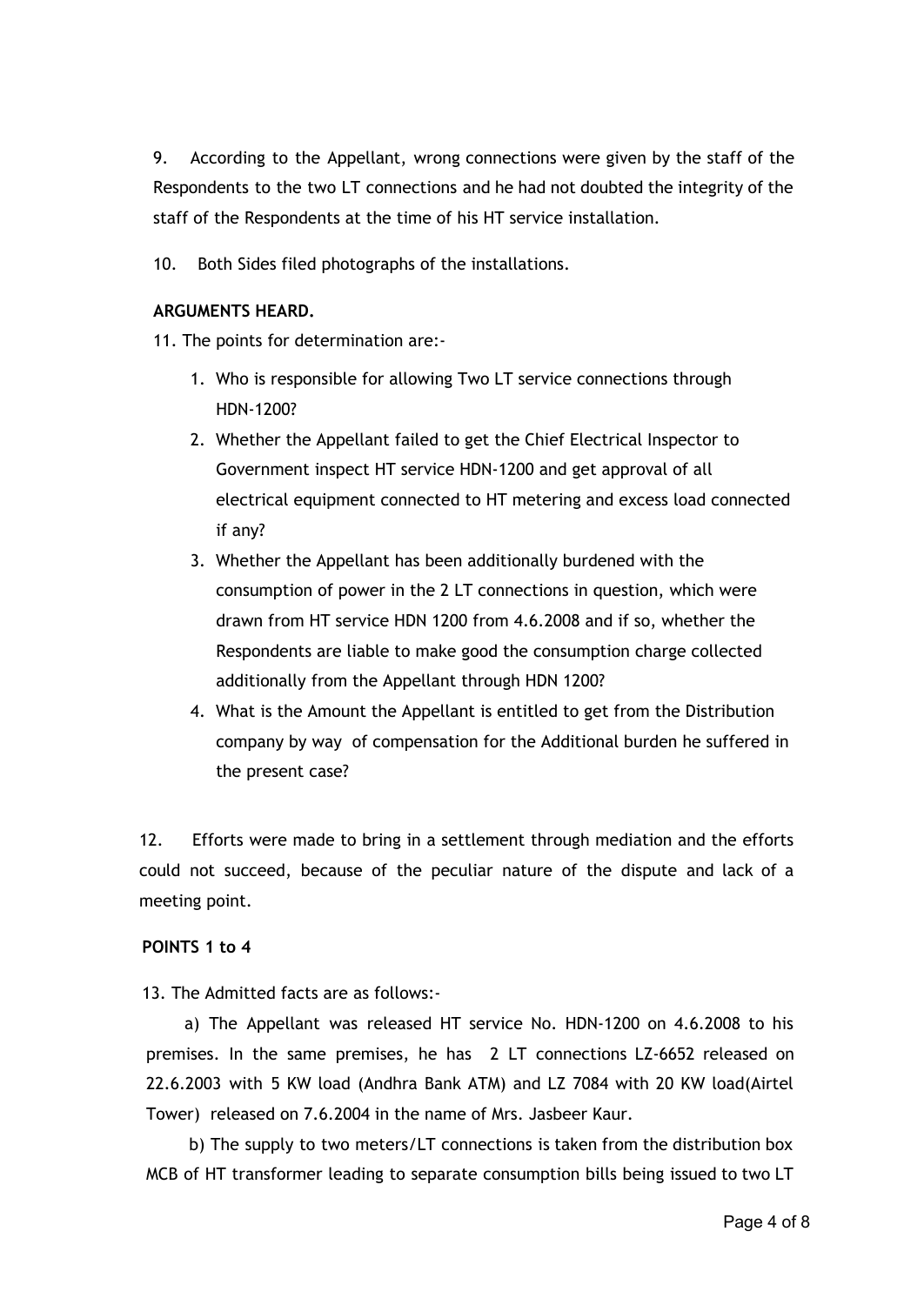9. According to the Appellant, wrong connections were given by the staff of the Respondents to the two LT connections and he had not doubted the integrity of the staff of the Respondents at the time of his HT service installation.

10. Both Sides filed photographs of the installations.

**ARGUMENTS HEARD.**

11. The points for determination are:-

1. Who is responsible for allowing Two LT service connections through HDN-1200?
2. Whether the Appellant failed to get the Chief Electrical Inspector to Government inspect HT service HDN-1200 and get approval of all electrical equipment connected to HT metering and excess load connected if any?
3. Whether the Appellant has been additionally burdened with the consumption of power in the 2 LT connections in question, which were drawn from HT service HDN 1200 from 4.6.2008 and if so, whether the Respondents are liable to make good the consumption charge collected additionally from the Appellant through HDN 1200?
4. What is the Amount the Appellant is entitled to get from the Distribution company by way of compensation for the Additional burden he suffered in the present case?

12. Efforts were made to bring in a settlement through mediation and the efforts could not succeed, because of the peculiar nature of the dispute and lack of a meeting point.

**POINTS 1 to 4**

13. The Admitted facts are as follows:-

a) The Appellant was released HT service No. HDN-1200 on 4.6.2008 to his premises. In the same premises, he has 2 LT connections LZ-6652 released on 22.6.2003 with 5 KW load (Andhra Bank ATM) and LZ 7084 with 20 KW load(Airtel Tower) released on 7.6.2004 in the name of Mrs. Jasbeer Kaur.

b) The supply to two meters/LT connections is taken from the distribution box MCB of HT transformer leading to separate consumption bills being issued to two LT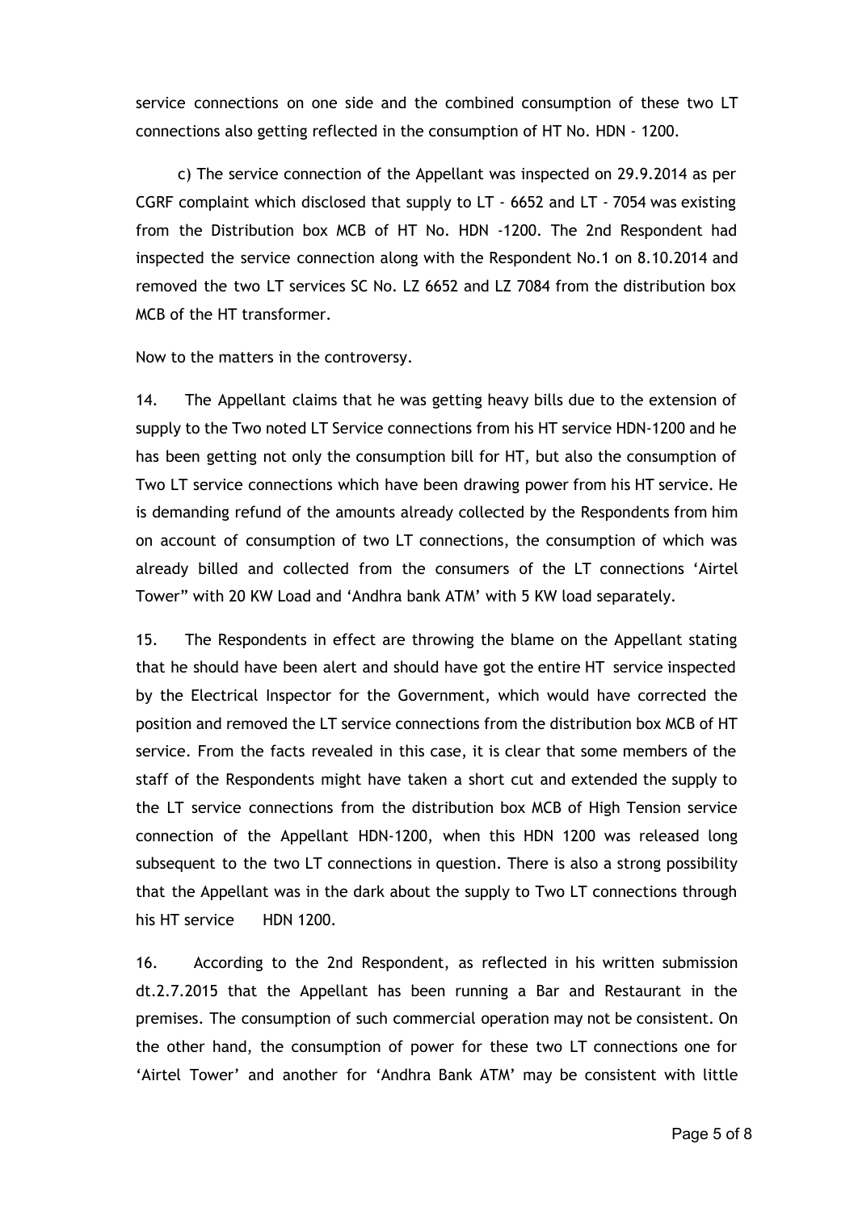service connections on one side and the combined consumption of these two LT connections also getting reflected in the consumption of HT No. HDN - 1200.

c) The service connection of the Appellant was inspected on 29.9.2014 as per CGRF complaint which disclosed that supply to LT - 6652 and LT - 7054 was existing from the Distribution box MCB of HT No. HDN -1200. The 2nd Respondent had inspected the service connection along with the Respondent No.1 on 8.10.2014 and removed the two LT services SC No. LZ 6652 and LZ 7084 from the distribution box MCB of the HT transformer.

Now to the matters in the controversy.

14. The Appellant claims that he was getting heavy bills due to the extension of supply to the Two noted LT Service connections from his HT service HDN-1200 and he has been getting not only the consumption bill for HT, but also the consumption of Two LT service connections which have been drawing power from his HT service. He is demanding refund of the amounts already collected by the Respondents from him on account of consumption of two LT connections, the consumption of which was already billed and collected from the consumers of the LT connections 'Airtel Tower" with 20 KW Load and 'Andhra bank ATM' with 5 KW load separately.

15. The Respondents in effect are throwing the blame on the Appellant stating that he should have been alert and should have got the entire HT service inspected by the Electrical Inspector for the Government, which would have corrected the position and removed the LT service connections from the distribution box MCB of HT service. From the facts revealed in this case, it is clear that some members of the staff of the Respondents might have taken a short cut and extended the supply to the LT service connections from the distribution box MCB of High Tension service connection of the Appellant HDN-1200, when this HDN 1200 was released long subsequent to the two LT connections in question. There is also a strong possibility that the Appellant was in the dark about the supply to Two LT connections through his HT service HDN 1200.

16. According to the 2nd Respondent, as reflected in his written submission dt.2.7.2015 that the Appellant has been running a Bar and Restaurant in the premises. The consumption of such commercial operation may not be consistent. On the other hand, the consumption of power for these two LT connections one for 'Airtel Tower' and another for 'Andhra Bank ATM' may be consistent with little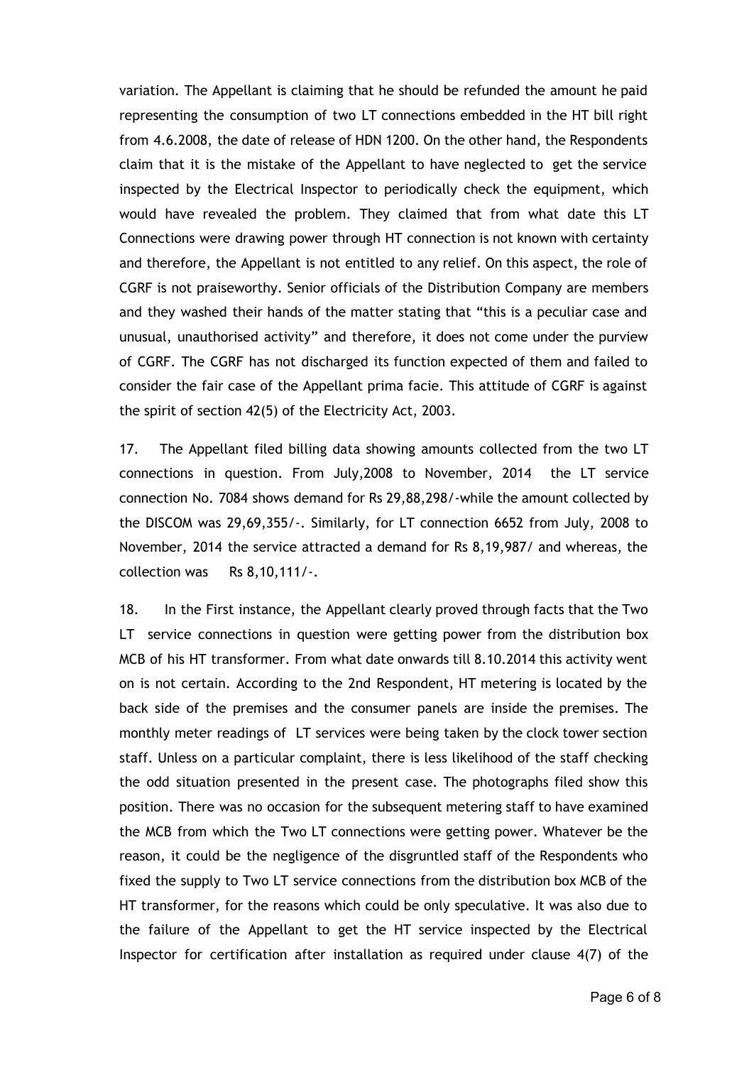variation. The Appellant is claiming that he should be refunded the amount he paid representing the consumption of two LT connections embedded in the HT bill right from 4.6.2008, the date of release of HDN 1200. On the other hand, the Respondents claim that it is the mistake of the Appellant to have neglected to get the service inspected by the Electrical Inspector to periodically check the equipment, which would have revealed the problem. They claimed that from what date this LT Connections were drawing power through HT connection is not known with certainty and therefore, the Appellant is not entitled to any relief. On this aspect, the role of CGRF is not praiseworthy. Senior officials of the Distribution Company are members and they washed their hands of the matter stating that "this is a peculiar case and unusual, unauthorised activity" and therefore, it does not come under the purview of CGRF. The CGRF has not discharged its function expected of them and failed to consider the fair case of the Appellant prima facie. This attitude of CGRF is against the spirit of section 42(5) of the Electricity Act, 2003.

17. The Appellant filed billing data showing amounts collected from the two LT connections in question. From July,2008 to November, 2014 the LT service connection No. 7084 shows demand for Rs 29,88,298/-while the amount collected by the DISCOM was 29,69,355/-. Similarly, for LT connection 6652 from July, 2008 to November, 2014 the service attracted a demand for Rs 8,19,987/ and whereas, the collection was Rs 8,10,111/-.

18. In the First instance, the Appellant clearly proved through facts that the Two LT service connections in question were getting power from the distribution box MCB of his HT transformer. From what date onwards till 8.10.2014 this activity went on is not certain. According to the 2nd Respondent, HT metering is located by the back side of the premises and the consumer panels are inside the premises. The monthly meter readings of LT services were being taken by the clock tower section staff. Unless on a particular complaint, there is less likelihood of the staff checking the odd situation presented in the present case. The photographs filed show this position. There was no occasion for the subsequent metering staff to have examined the MCB from which the Two LT connections were getting power. Whatever be the reason, it could be the negligence of the disgruntled staff of the Respondents who fixed the supply to Two LT service connections from the distribution box MCB of the HT transformer, for the reasons which could be only speculative. It was also due to the failure of the Appellant to get the HT service inspected by the Electrical Inspector for certification after installation as required under clause 4(7) of the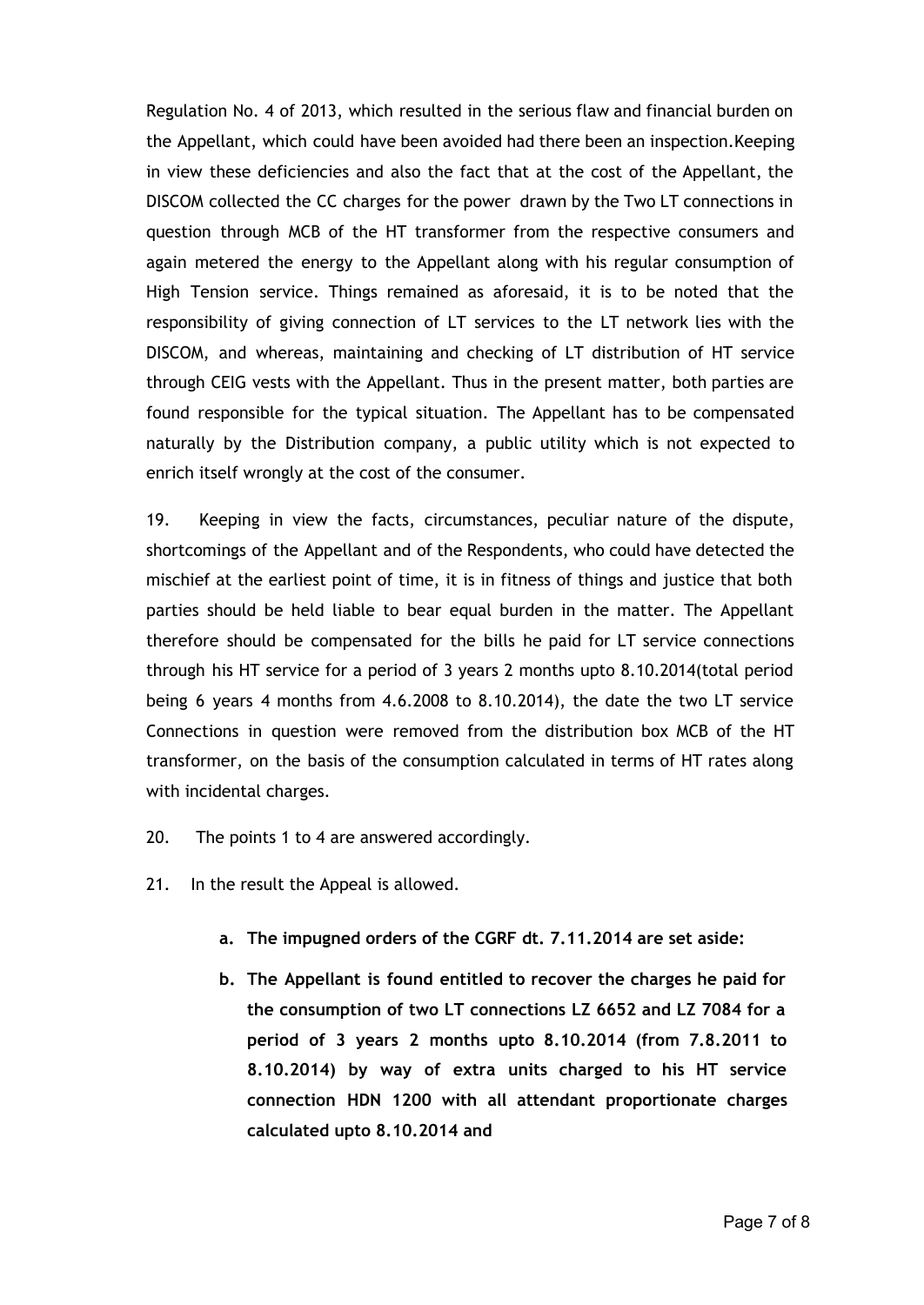Regulation No. 4 of 2013, which resulted in the serious flaw and financial burden on the Appellant, which could have been avoided had there been an inspection.Keeping in view these deficiencies and also the fact that at the cost of the Appellant, the DISCOM collected the CC charges for the power drawn by the Two LT connections in question through MCB of the HT transformer from the respective consumers and again metered the energy to the Appellant along with his regular consumption of High Tension service. Things remained as aforesaid, it is to be noted that the responsibility of giving connection of LT services to the LT network lies with the DISCOM, and whereas, maintaining and checking of LT distribution of HT service through CEIG vests with the Appellant. Thus in the present matter, both parties are found responsible for the typical situation. The Appellant has to be compensated naturally by the Distribution company, a public utility which is not expected to enrich itself wrongly at the cost of the consumer.

19. Keeping in view the facts, circumstances, peculiar nature of the dispute, shortcomings of the Appellant and of the Respondents, who could have detected the mischief at the earliest point of time, it is in fitness of things and justice that both parties should be held liable to bear equal burden in the matter. The Appellant therefore should be compensated for the bills he paid for LT service connections through his HT service for a period of 3 years 2 months upto 8.10.2014(total period being 6 years 4 months from 4.6.2008 to 8.10.2014), the date the two LT service Connections in question were removed from the distribution box MCB of the HT transformer, on the basis of the consumption calculated in terms of HT rates along with incidental charges.

20. The points 1 to 4 are answered accordingly.

21. In the result the Appeal is allowed.

a. **The impugned orders of the CGRF dt. 7.11.2014 are set aside:**

b. **The Appellant is found entitled to recover the charges he paid for the consumption of two LT connections LZ 6652 and LZ 7084 for a period of 3 years 2 months upto 8.10.2014 (from 7.8.2011 to 8.10.2014) by way of extra units charged to his HT service connection HDN 1200 with all attendant proportionate charges calculated upto 8.10.2014 and**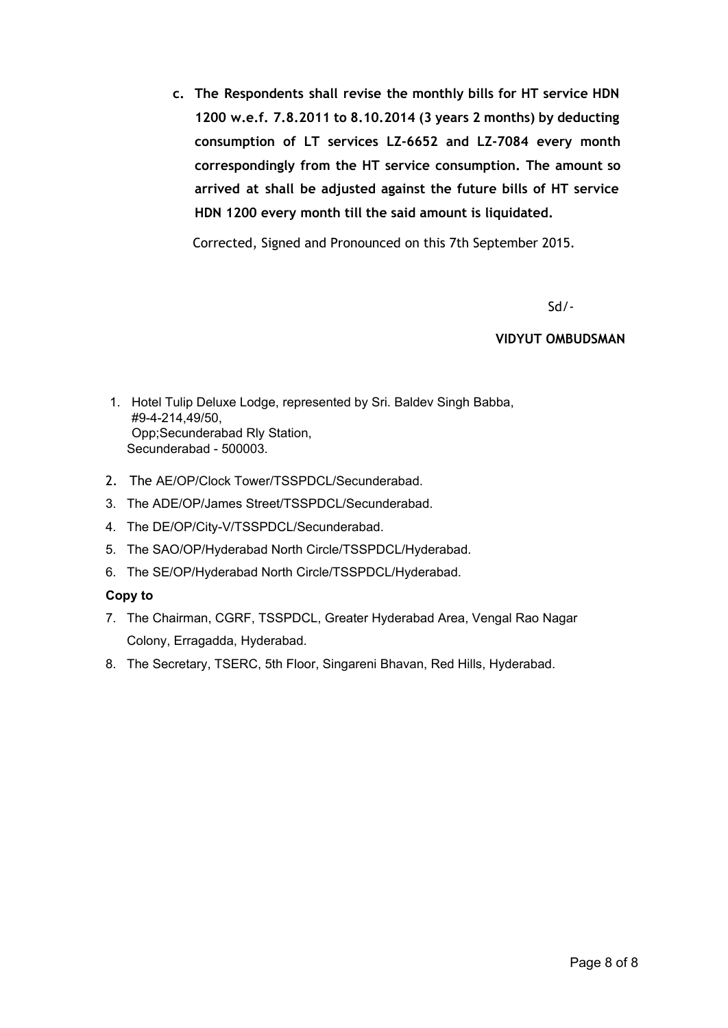**c. The Respondents shall revise the monthly bills for HT service HDN 1200 w.e.f. 7.8.2011 to 8.10.2014 (3 years 2 months) by deducting consumption of LT services LZ-6652 and LZ-7084 every month correspondingly from the HT service consumption. The amount so arrived at shall be adjusted against the future bills of HT service HDN 1200 every month till the said amount is liquidated.**

Corrected, Signed and Pronounced on this 7th September 2015.

Sd/-

**VIDYUT OMBUDSMAN**

1. Hotel Tulip Deluxe Lodge, represented by Sri. Baldev Singh Babba,
   #9-4-214,49/50,
   Opp;Secunderabad Rly Station,
   Secunderabad - 500003.
2. The AE/OP/Clock Tower/TSSPDCL/Secunderabad.
3. The ADE/OP/James Street/TSSPDCL/Secunderabad.
4. The DE/OP/City-V/TSSPDCL/Secunderabad.
5. The SAO/OP/Hyderabad North Circle/TSSPDCL/Hyderabad.
6. The SE/OP/Hyderabad North Circle/TSSPDCL/Hyderabad.

**Copy to**

7. The Chairman, CGRF, TSSPDCL, Greater Hyderabad Area, Vengal Rao Nagar Colony, Erragadda, Hyderabad.
8. The Secretary, TSERC, 5th Floor, Singareni Bhavan, Red Hills, Hyderabad.